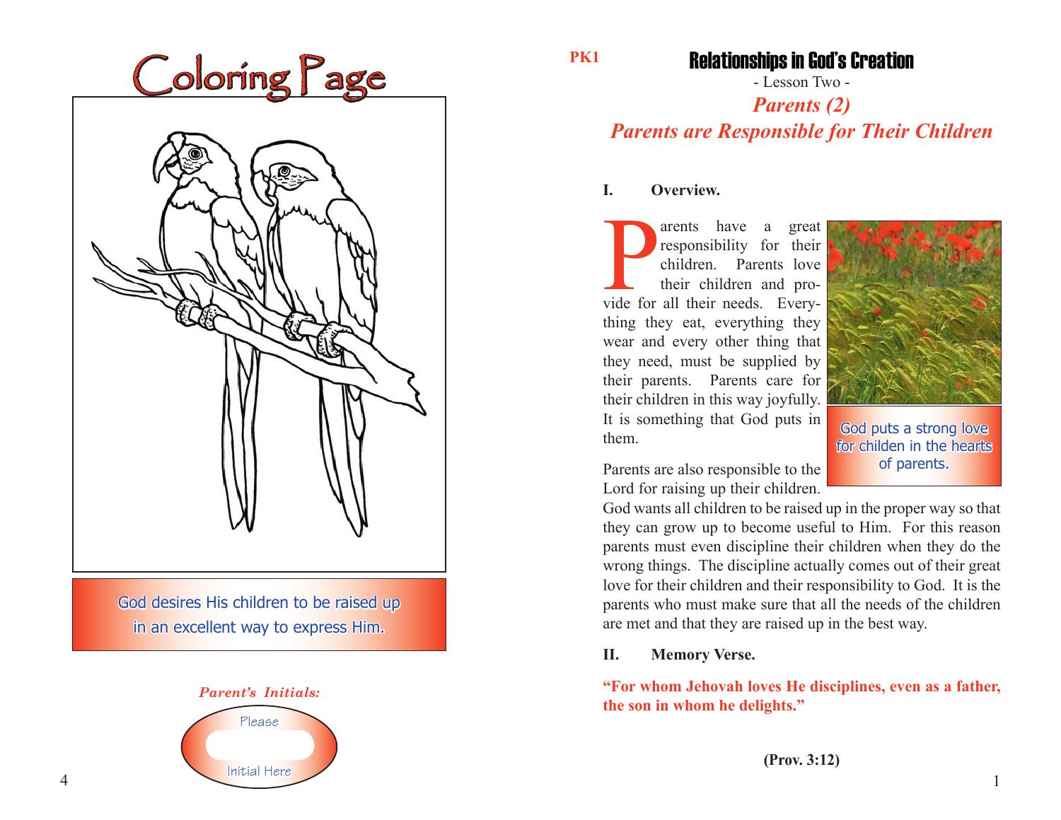# Coloring Page

God desires His children to be raised up in an excellent way to express Him.

*Parent's Initials:*

Please

Initial Here

PK1

# Relationships in God's Creation

- Lesson Two -

## *Parents (2)*

## *Parents are Responsible for Their Children*

**I. Overview.**

Parents have a great responsibility for their children. Parents love their children and provide for all their needs. Everything they eat, everything they wear and every other thing that they need, must be supplied by their parents. Parents care for their children in this way joyfully. It is something that God puts in them.

God puts a strong love for childen in the hearts of parents.

Parents are also responsible to the Lord for raising up their children. God wants all children to be raised up in the proper way so that they can grow up to become useful to Him. For this reason parents must even discipline their children when they do the wrong things. The discipline actually comes out of their great love for their children and their responsibility to God. It is the parents who must make sure that all the needs of the children are met and that they are raised up in the best way.

**II. Memory Verse.**

**"For whom Jehovah loves He disciplines, even as a father, the son in whom he delights."**

**(Prov. 3:12)**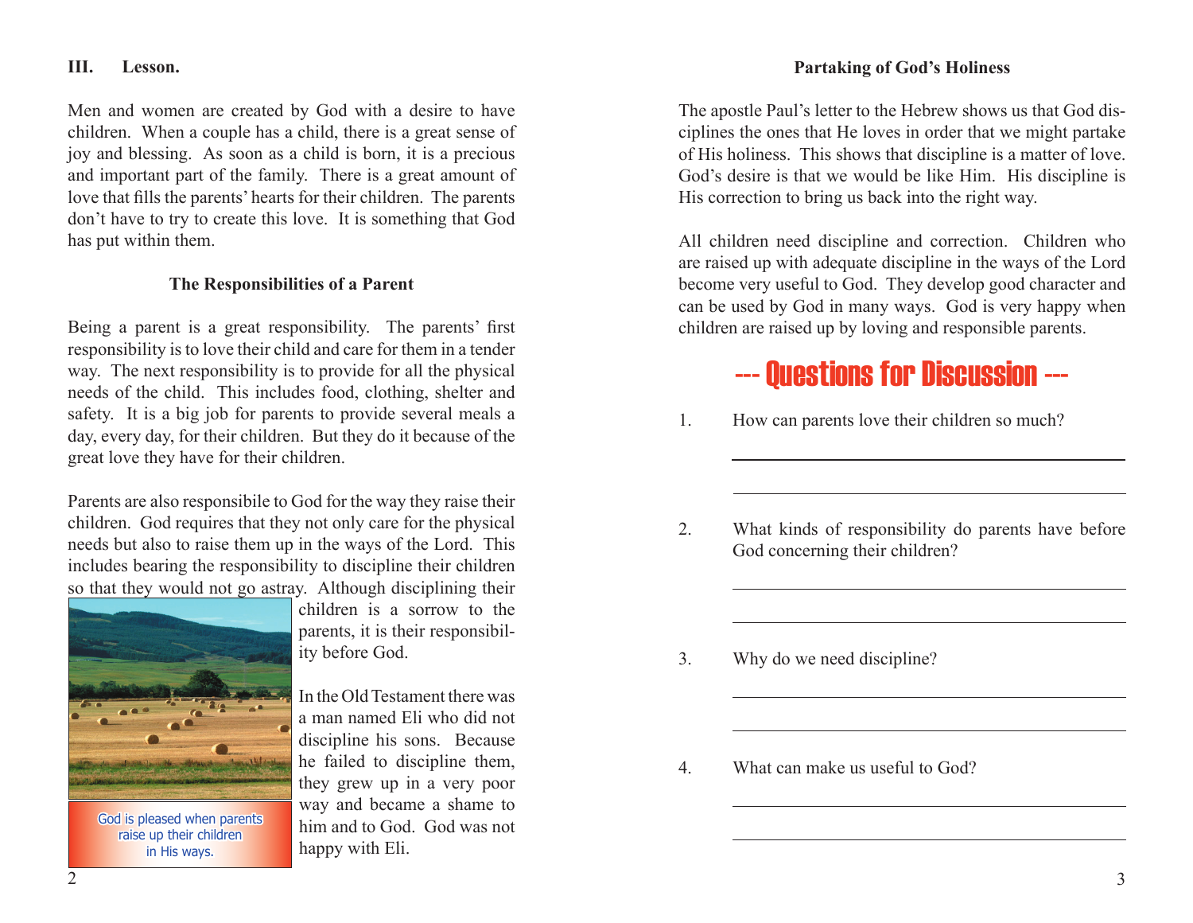## III. Lesson.

Men and women are created by God with a desire to have children. When a couple has a child, there is a great sense of joy and blessing. As soon as a child is born, it is a precious and important part of the family. There is a great amount of love that fills the parents' hearts for their children. The parents don't have to try to create this love. It is something that God has put within them.

### The Responsibilities of a Parent

Being a parent is a great responsibility. The parents' first responsibility is to love their child and care for them in a tender way. The next responsibility is to provide for all the physical needs of the child. This includes food, clothing, shelter and safety. It is a big job for parents to provide several meals a day, every day, for their children. But they do it because of the great love they have for their children.

Parents are also responsibile to God for the way they raise their children. God requires that they not only care for the physical needs but also to raise them up in the ways of the Lord. This includes bearing the responsibility to discipline their children so that they would not go astray. Although disciplining their children is a sorrow to the parents, it is their responsibility before God.

God is pleased when parents raise up their children in His ways.

In the Old Testament there was a man named Eli who did not discipline his sons. Because he failed to discipline them, they grew up in a very poor way and became a shame to him and to God. God was not happy with Eli.

### Partaking of God's Holiness

The apostle Paul's letter to the Hebrew shows us that God disciplines the ones that He loves in order that we might partake of His holiness. This shows that discipline is a matter of love. God's desire is that we would be like Him. His discipline is His correction to bring us back into the right way.

All children need discipline and correction. Children who are raised up with adequate discipline in the ways of the Lord become very useful to God. They develop good character and can be used by God in many ways. God is very happy when children are raised up by loving and responsible parents.

## --- Questions for Discussion ---

1. How can parents love their children so much?

\_\_\_\_\_\_\_\_\_\_\_\_\_\_\_\_\_\_\_\_\_\_\_\_\_\_\_\_\_\_\_\_\_\_\_\_\_\_\_\_

\_\_\_\_\_\_\_\_\_\_\_\_\_\_\_\_\_\_\_\_\_\_\_\_\_\_\_\_\_\_\_\_\_\_\_\_\_\_\_\_

2. What kinds of responsibility do parents have before God concerning their children?

\_\_\_\_\_\_\_\_\_\_\_\_\_\_\_\_\_\_\_\_\_\_\_\_\_\_\_\_\_\_\_\_\_\_\_\_\_\_\_\_

\_\_\_\_\_\_\_\_\_\_\_\_\_\_\_\_\_\_\_\_\_\_\_\_\_\_\_\_\_\_\_\_\_\_\_\_\_\_\_\_

3. Why do we need discipline?

\_\_\_\_\_\_\_\_\_\_\_\_\_\_\_\_\_\_\_\_\_\_\_\_\_\_\_\_\_\_\_\_\_\_\_\_\_\_\_\_

\_\_\_\_\_\_\_\_\_\_\_\_\_\_\_\_\_\_\_\_\_\_\_\_\_\_\_\_\_\_\_\_\_\_\_\_\_\_\_\_

4. What can make us useful to God?

\_\_\_\_\_\_\_\_\_\_\_\_\_\_\_\_\_\_\_\_\_\_\_\_\_\_\_\_\_\_\_\_\_\_\_\_\_\_\_\_

\_\_\_\_\_\_\_\_\_\_\_\_\_\_\_\_\_\_\_\_\_\_\_\_\_\_\_\_\_\_\_\_\_\_\_\_\_\_\_\_